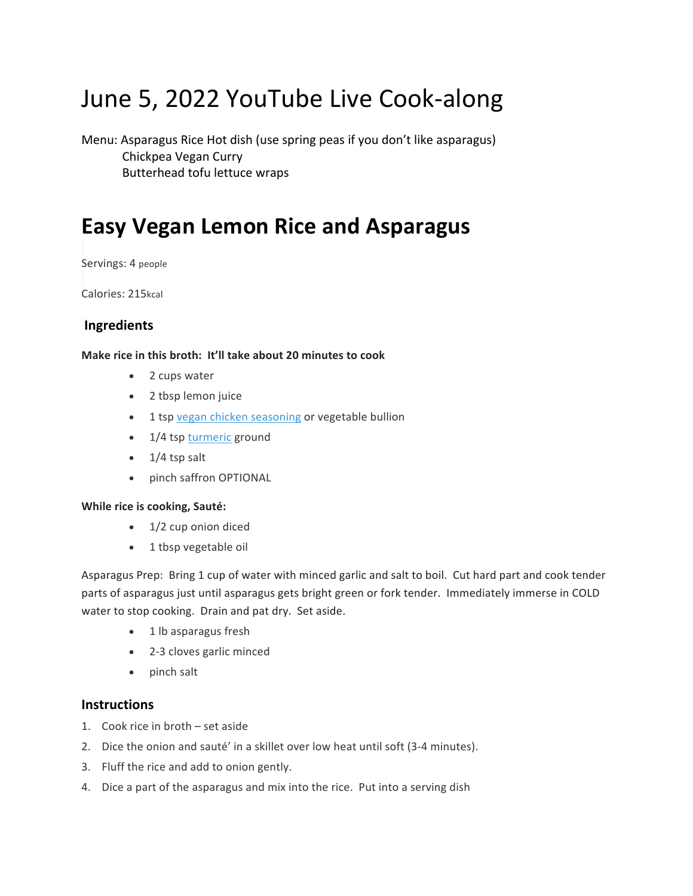# June 5, 2022 YouTube Live Cook-along

Menu: Asparagus Rice Hot dish (use spring peas if you don't like asparagus)
Chickpea Vegan Curry
Butterhead tofu lettuce wraps

# Easy Vegan Lemon Rice and Asparagus

Servings: 4 people

Calories: 215kcal

### Ingredients

**Make rice in this broth: It'll take about 20 minutes to cook**

- 2 cups water
- 2 tbsp lemon juice
- 1 tsp vegan chicken seasoning or vegetable bullion
- 1/4 tsp turmeric ground
- 1/4 tsp salt
- pinch saffron OPTIONAL

**While rice is cooking, Sauté:**

- 1/2 cup onion diced
- 1 tbsp vegetable oil

Asparagus Prep: Bring 1 cup of water with minced garlic and salt to boil. Cut hard part and cook tender parts of asparagus just until asparagus gets bright green or fork tender. Immediately immerse in COLD water to stop cooking. Drain and pat dry. Set aside.

- 1 lb asparagus fresh
- 2-3 cloves garlic minced
- pinch salt

### Instructions

1. Cook rice in broth – set aside
2. Dice the onion and sauté' in a skillet over low heat until soft (3-4 minutes).
3. Fluff the rice and add to onion gently.
4. Dice a part of the asparagus and mix into the rice. Put into a serving dish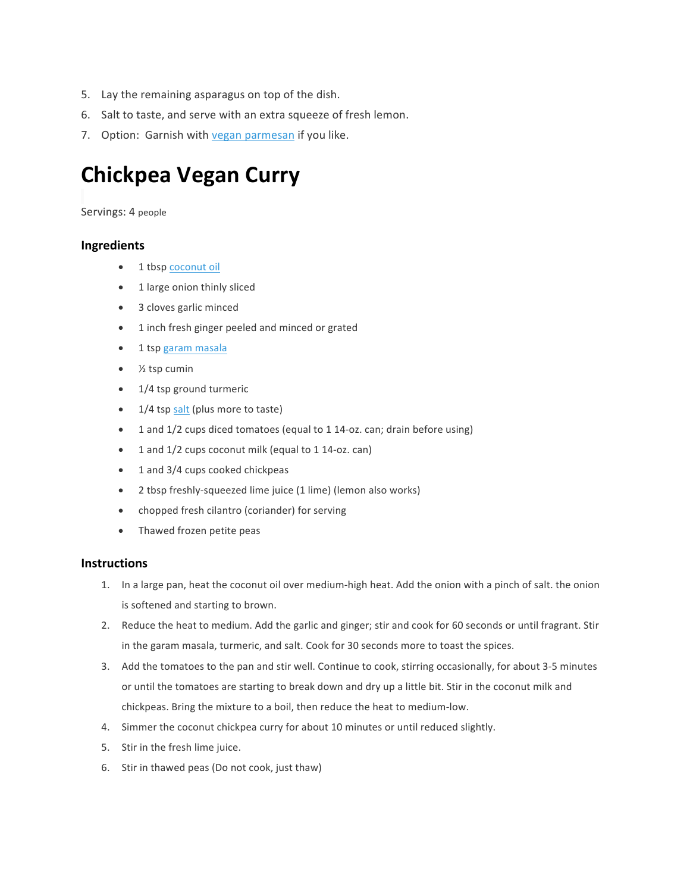5. Lay the remaining asparagus on top of the dish.
6. Salt to taste, and serve with an extra squeeze of fresh lemon.
7. Option: Garnish with vegan parmesan if you like.

# Chickpea Vegan Curry

Servings: 4 people

### Ingredients

- 1 tbsp coconut oil
- 1 large onion thinly sliced
- 3 cloves garlic minced
- 1 inch fresh ginger peeled and minced or grated
- 1 tsp garam masala
- ½ tsp cumin
- 1/4 tsp ground turmeric
- 1/4 tsp salt (plus more to taste)
- 1 and 1/2 cups diced tomatoes (equal to 1 14-oz. can; drain before using)
- 1 and 1/2 cups coconut milk (equal to 1 14-oz. can)
- 1 and 3/4 cups cooked chickpeas
- 2 tbsp freshly-squeezed lime juice (1 lime) (lemon also works)
- chopped fresh cilantro (coriander) for serving
- Thawed frozen petite peas

### Instructions

1. In a large pan, heat the coconut oil over medium-high heat. Add the onion with a pinch of salt. the onion is softened and starting to brown.
2. Reduce the heat to medium. Add the garlic and ginger; stir and cook for 60 seconds or until fragrant. Stir in the garam masala, turmeric, and salt. Cook for 30 seconds more to toast the spices.
3. Add the tomatoes to the pan and stir well. Continue to cook, stirring occasionally, for about 3-5 minutes or until the tomatoes are starting to break down and dry up a little bit. Stir in the coconut milk and chickpeas. Bring the mixture to a boil, then reduce the heat to medium-low.
4. Simmer the coconut chickpea curry for about 10 minutes or until reduced slightly.
5. Stir in the fresh lime juice.
6. Stir in thawed peas (Do not cook, just thaw)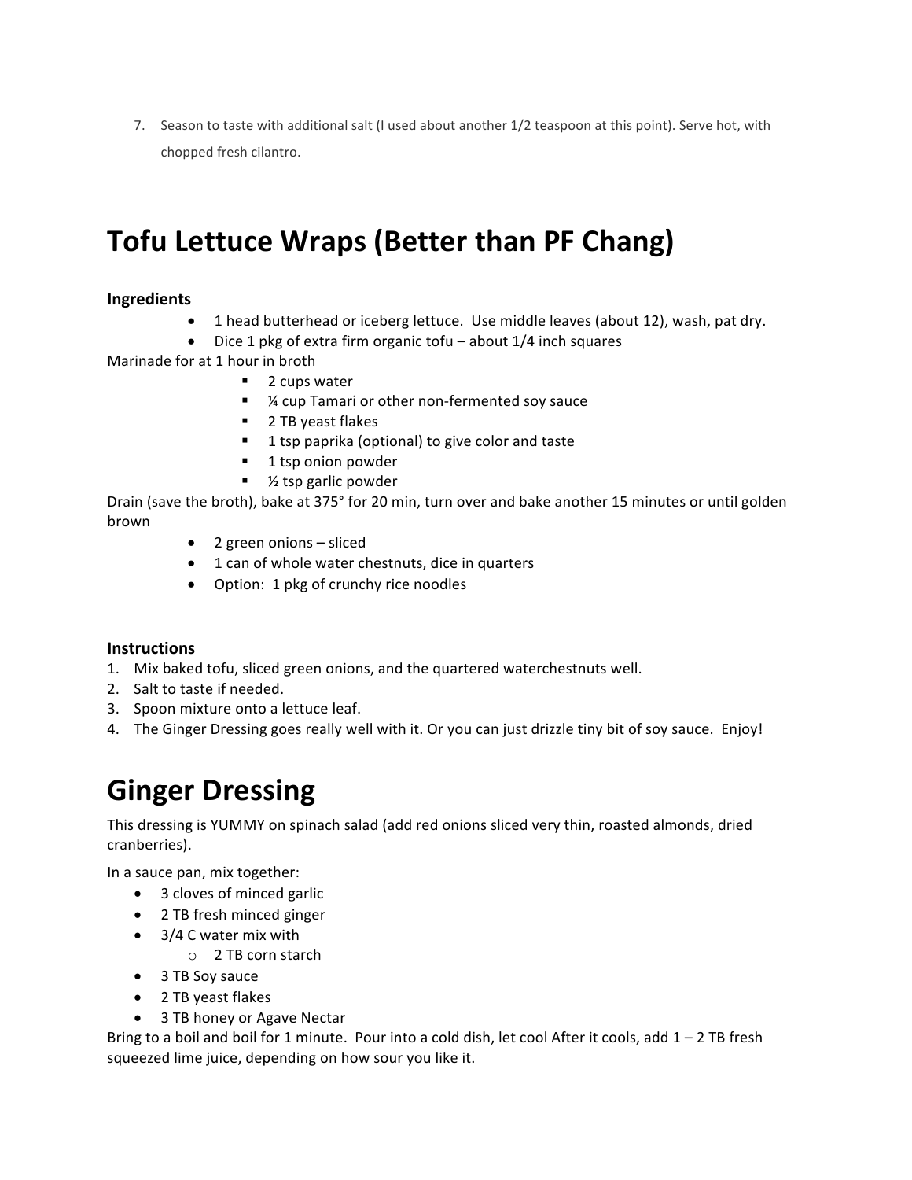7. Season to taste with additional salt (I used about another 1/2 teaspoon at this point). Serve hot, with chopped fresh cilantro.

# Tofu Lettuce Wraps (Better than PF Chang)

### Ingredients

- 1 head butterhead or iceberg lettuce. Use middle leaves (about 12), wash, pat dry.
- Dice 1 pkg of extra firm organic tofu – about 1/4 inch squares

Marinade for at 1 hour in broth

- 2 cups water
- ¼ cup Tamari or other non-fermented soy sauce
- 2 TB yeast flakes
- 1 tsp paprika (optional) to give color and taste
- 1 tsp onion powder
- ½ tsp garlic powder

Drain (save the broth), bake at 375° for 20 min, turn over and bake another 15 minutes or until golden brown

- 2 green onions – sliced
- 1 can of whole water chestnuts, dice in quarters
- Option: 1 pkg of crunchy rice noodles

### Instructions

1. Mix baked tofu, sliced green onions, and the quartered waterchestnuts well.
2. Salt to taste if needed.
3. Spoon mixture onto a lettuce leaf.
4. The Ginger Dressing goes really well with it. Or you can just drizzle tiny bit of soy sauce. Enjoy!

# Ginger Dressing

This dressing is YUMMY on spinach salad (add red onions sliced very thin, roasted almonds, dried cranberries).

In a sauce pan, mix together:

- 3 cloves of minced garlic
- 2 TB fresh minced ginger
- 3/4 C water mix with
  - 2 TB corn starch
- 3 TB Soy sauce
- 2 TB yeast flakes
- 3 TB honey or Agave Nectar

Bring to a boil and boil for 1 minute. Pour into a cold dish, let cool After it cools, add 1 – 2 TB fresh squeezed lime juice, depending on how sour you like it.